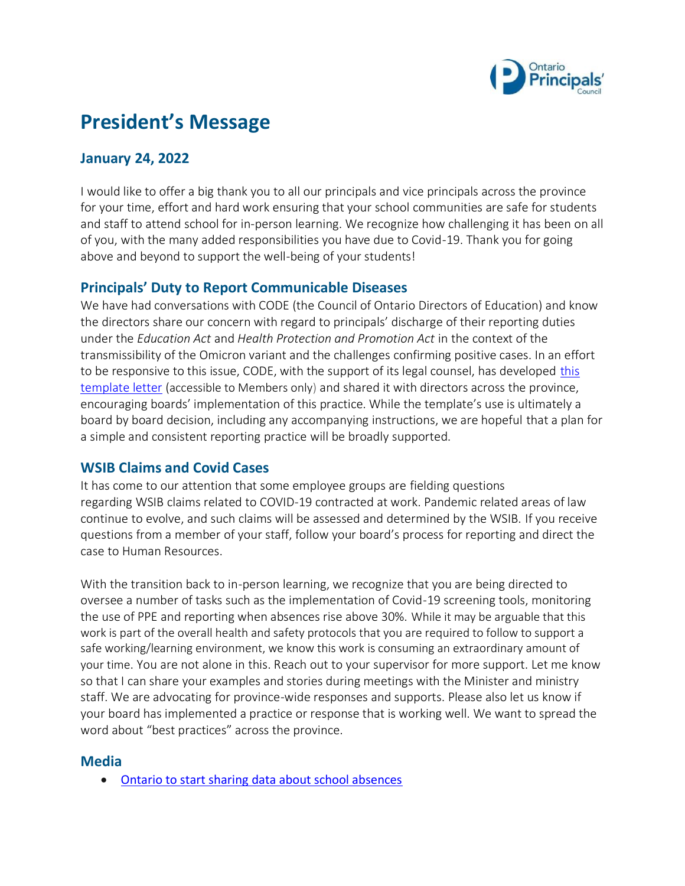# President's Message

## January 24, 2022

I would like to offer a big thank you to all our principals and vice principals across the province for your time, effort and hard work ensuring that your school communities are safe for students and staff to attend school for in-person learning. We recognize how challenging it has been on all of you, with the many added responsibilities you have due to Covid-19. Thank you for going above and beyond to support the well-being of your students!

### Principals' Duty to Report Communicable Diseases

We have had conversations with CODE (the Council of Ontario Directors of Education) and know the directors share our concern with regard to principals' discharge of their reporting duties under the *Education Act* and *Health Protection and Promotion Act* in the context of the transmissibility of the Omicron variant and the challenges confirming positive cases. In an effort to be responsive to this issue, CODE, with the support of its legal counsel, has developed this template letter (accessible to Members only) and shared it with directors across the province, encouraging boards' implementation of this practice. While the template's use is ultimately a board by board decision, including any accompanying instructions, we are hopeful that a plan for a simple and consistent reporting practice will be broadly supported.

### WSIB Claims and Covid Cases

It has come to our attention that some employee groups are fielding questions regarding WSIB claims related to COVID-19 contracted at work. Pandemic related areas of law continue to evolve, and such claims will be assessed and determined by the WSIB. If you receive questions from a member of your staff, follow your board's process for reporting and direct the case to Human Resources.

With the transition back to in-person learning, we recognize that you are being directed to oversee a number of tasks such as the implementation of Covid-19 screening tools, monitoring the use of PPE and reporting when absences rise above 30%. While it may be arguable that this work is part of the overall health and safety protocols that you are required to follow to support a safe working/learning environment, we know this work is consuming an extraordinary amount of your time. You are not alone in this. Reach out to your supervisor for more support. Let me know so that I can share your examples and stories during meetings with the Minister and ministry staff. We are advocating for province-wide responses and supports. Please also let us know if your board has implemented a practice or response that is working well. We want to spread the word about "best practices" across the province.

### Media

- Ontario to start sharing data about school absences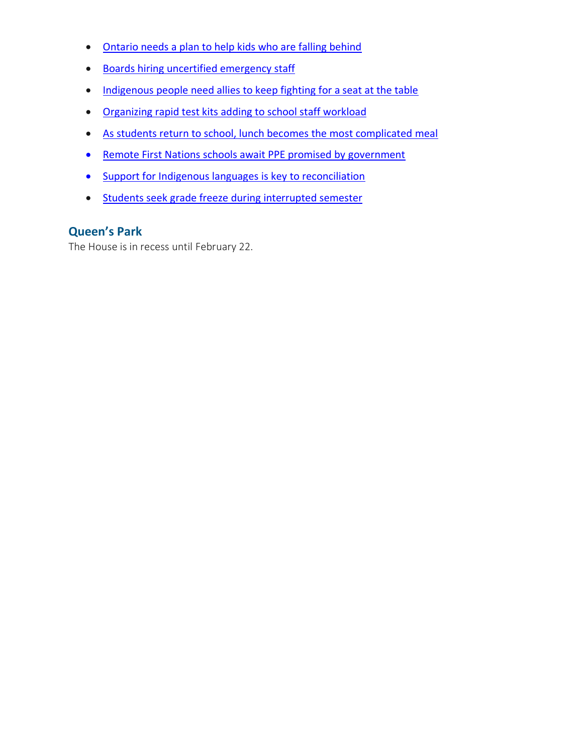- Ontario needs a plan to help kids who are falling behind
- Boards hiring uncertified emergency staff
- Indigenous people need allies to keep fighting for a seat at the table
- Organizing rapid test kits adding to school staff workload
- As students return to school, lunch becomes the most complicated meal
- Remote First Nations schools await PPE promised by government
- Support for Indigenous languages is key to reconciliation
- Students seek grade freeze during interrupted semester

## Queen's Park

The House is in recess until February 22.